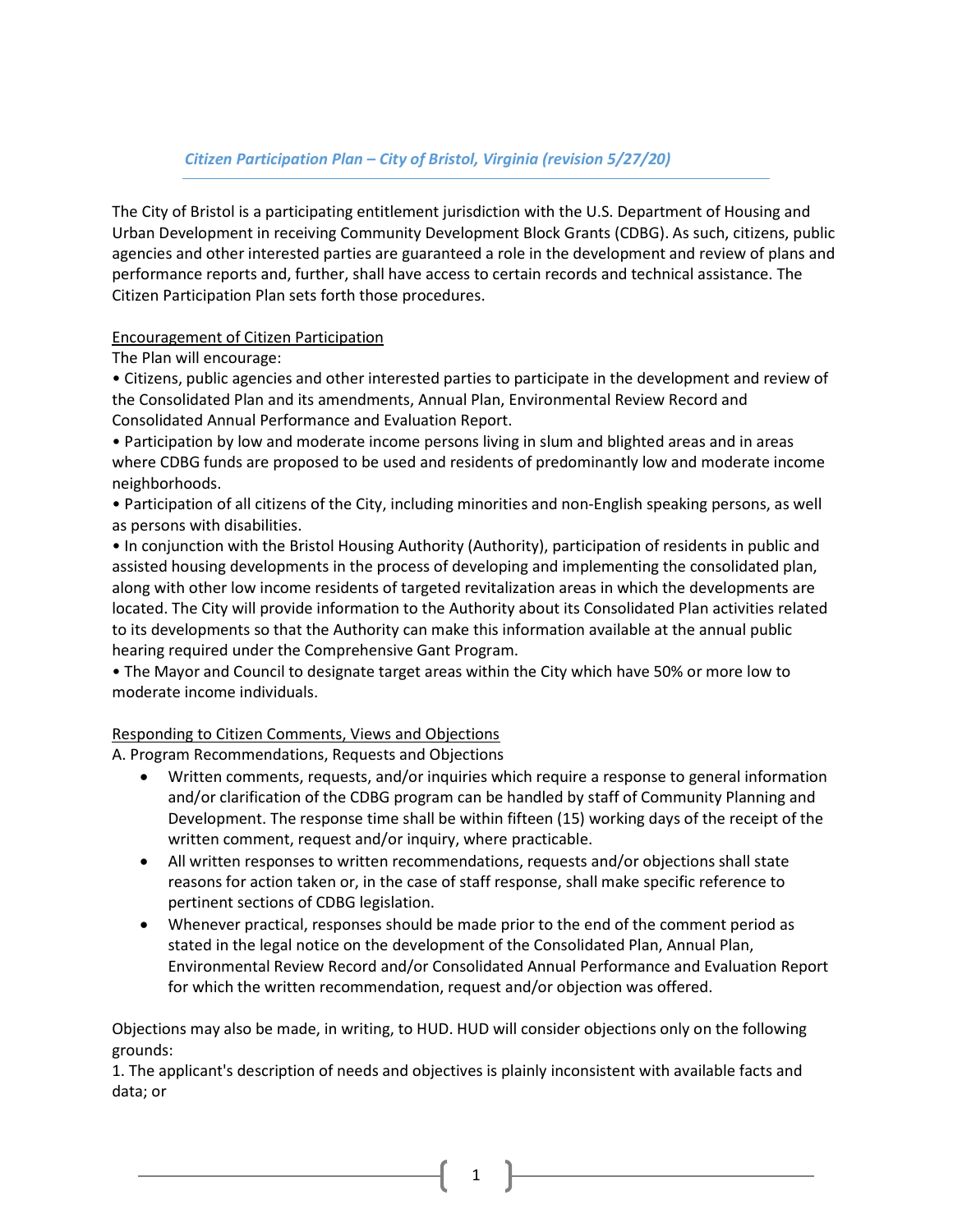*Citizen Participation Plan – City of Bristol, Virginia (revision 5/27/20)*

The City of Bristol is a participating entitlement jurisdiction with the U.S. Department of Housing and Urban Development in receiving Community Development Block Grants (CDBG). As such, citizens, public agencies and other interested parties are guaranteed a role in the development and review of plans and performance reports and, further, shall have access to certain records and technical assistance. The Citizen Participation Plan sets forth those procedures.

<u>Encouragement of Citizen Participation</u>

The Plan will encourage:

- Citizens, public agencies and other interested parties to participate in the development and review of the Consolidated Plan and its amendments, Annual Plan, Environmental Review Record and Consolidated Annual Performance and Evaluation Report.
- Participation by low and moderate income persons living in slum and blighted areas and in areas where CDBG funds are proposed to be used and residents of predominantly low and moderate income neighborhoods.
- Participation of all citizens of the City, including minorities and non-English speaking persons, as well as persons with disabilities.
- In conjunction with the Bristol Housing Authority (Authority), participation of residents in public and assisted housing developments in the process of developing and implementing the consolidated plan, along with other low income residents of targeted revitalization areas in which the developments are located. The City will provide information to the Authority about its Consolidated Plan activities related to its developments so that the Authority can make this information available at the annual public hearing required under the Comprehensive Gant Program.
- The Mayor and Council to designate target areas within the City which have 50% or more low to moderate income individuals.

<u>Responding to Citizen Comments, Views and Objections</u>

A. Program Recommendations, Requests and Objections

- Written comments, requests, and/or inquiries which require a response to general information and/or clarification of the CDBG program can be handled by staff of Community Planning and Development. The response time shall be within fifteen (15) working days of the receipt of the written comment, request and/or inquiry, where practicable.
- All written responses to written recommendations, requests and/or objections shall state reasons for action taken or, in the case of staff response, shall make specific reference to pertinent sections of CDBG legislation.
- Whenever practical, responses should be made prior to the end of the comment period as stated in the legal notice on the development of the Consolidated Plan, Annual Plan, Environmental Review Record and/or Consolidated Annual Performance and Evaluation Report for which the written recommendation, request and/or objection was offered.

Objections may also be made, in writing, to HUD. HUD will consider objections only on the following grounds:

1. The applicant's description of needs and objectives is plainly inconsistent with available facts and data; or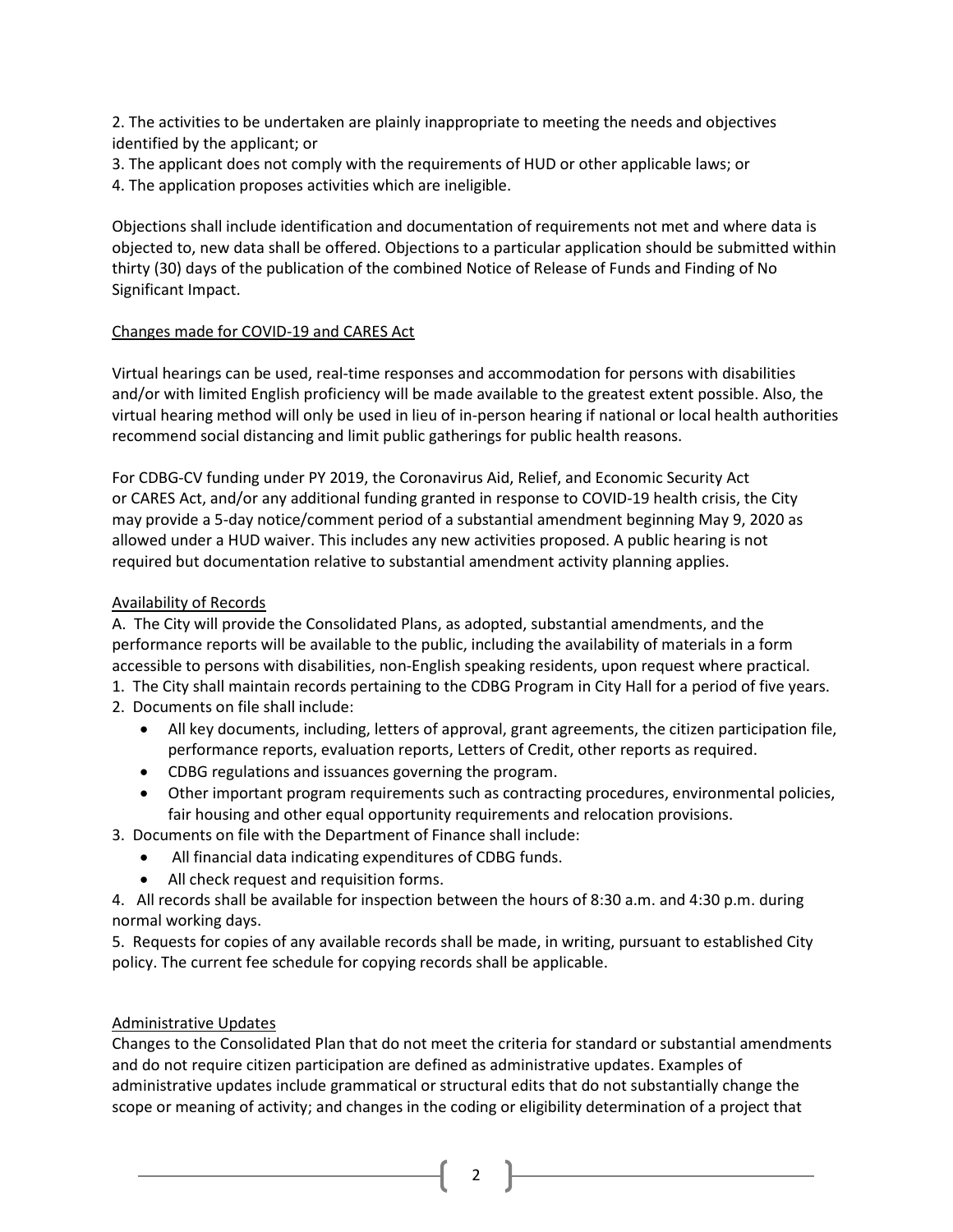2. The activities to be undertaken are plainly inappropriate to meeting the needs and objectives identified by the applicant; or
3. The applicant does not comply with the requirements of HUD or other applicable laws; or
4. The application proposes activities which are ineligible.

Objections shall include identification and documentation of requirements not met and where data is objected to, new data shall be offered. Objections to a particular application should be submitted within thirty (30) days of the publication of the combined Notice of Release of Funds and Finding of No Significant Impact.

<u>Changes made for COVID-19 and CARES Act</u>

Virtual hearings can be used, real-time responses and accommodation for persons with disabilities and/or with limited English proficiency will be made available to the greatest extent possible. Also, the virtual hearing method will only be used in lieu of in-person hearing if national or local health authorities recommend social distancing and limit public gatherings for public health reasons.

For CDBG-CV funding under PY 2019, the Coronavirus Aid, Relief, and Economic Security Act or CARES Act, and/or any additional funding granted in response to COVID-19 health crisis, the City may provide a 5-day notice/comment period of a substantial amendment beginning May 9, 2020 as allowed under a HUD waiver. This includes any new activities proposed. A public hearing is not required but documentation relative to substantial amendment activity planning applies.

<u>Availability of Records</u>

A. The City will provide the Consolidated Plans, as adopted, substantial amendments, and the performance reports will be available to the public, including the availability of materials in a form accessible to persons with disabilities, non-English speaking residents, upon request where practical.

1. The City shall maintain records pertaining to the CDBG Program in City Hall for a period of five years.
2. Documents on file shall include:
   - All key documents, including, letters of approval, grant agreements, the citizen participation file, performance reports, evaluation reports, Letters of Credit, other reports as required.
   - CDBG regulations and issuances governing the program.
   - Other important program requirements such as contracting procedures, environmental policies, fair housing and other equal opportunity requirements and relocation provisions.
3. Documents on file with the Department of Finance shall include:
   - All financial data indicating expenditures of CDBG funds.
   - All check request and requisition forms.
4. All records shall be available for inspection between the hours of 8:30 a.m. and 4:30 p.m. during normal working days.
5. Requests for copies of any available records shall be made, in writing, pursuant to established City policy. The current fee schedule for copying records shall be applicable.

<u>Administrative Updates</u>

Changes to the Consolidated Plan that do not meet the criteria for standard or substantial amendments and do not require citizen participation are defined as administrative updates. Examples of administrative updates include grammatical or structural edits that do not substantially change the scope or meaning of activity; and changes in the coding or eligibility determination of a project that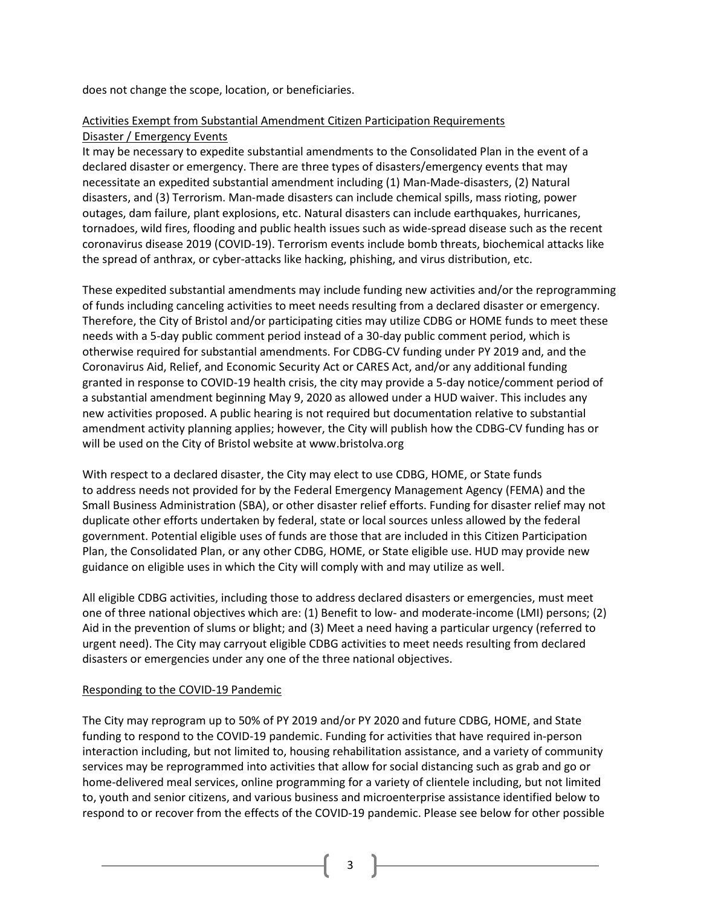does not change the scope, location, or beneficiaries.

Activities Exempt from Substantial Amendment Citizen Participation Requirements

Disaster / Emergency Events

It may be necessary to expedite substantial amendments to the Consolidated Plan in the event of a declared disaster or emergency. There are three types of disasters/emergency events that may necessitate an expedited substantial amendment including (1) Man-Made-disasters, (2) Natural disasters, and (3) Terrorism. Man-made disasters can include chemical spills, mass rioting, power outages, dam failure, plant explosions, etc. Natural disasters can include earthquakes, hurricanes, tornadoes, wild fires, flooding and public health issues such as wide-spread disease such as the recent coronavirus disease 2019 (COVID-19). Terrorism events include bomb threats, biochemical attacks like the spread of anthrax, or cyber-attacks like hacking, phishing, and virus distribution, etc.

These expedited substantial amendments may include funding new activities and/or the reprogramming of funds including canceling activities to meet needs resulting from a declared disaster or emergency. Therefore, the City of Bristol and/or participating cities may utilize CDBG or HOME funds to meet these needs with a 5-day public comment period instead of a 30-day public comment period, which is otherwise required for substantial amendments. For CDBG-CV funding under PY 2019 and, and the Coronavirus Aid, Relief, and Economic Security Act or CARES Act, and/or any additional funding granted in response to COVID-19 health crisis, the city may provide a 5-day notice/comment period of a substantial amendment beginning May 9, 2020 as allowed under a HUD waiver. This includes any new activities proposed. A public hearing is not required but documentation relative to substantial amendment activity planning applies; however, the City will publish how the CDBG-CV funding has or will be used on the City of Bristol website at www.bristolva.org

With respect to a declared disaster, the City may elect to use CDBG, HOME, or State funds to address needs not provided for by the Federal Emergency Management Agency (FEMA) and the Small Business Administration (SBA), or other disaster relief efforts. Funding for disaster relief may not duplicate other efforts undertaken by federal, state or local sources unless allowed by the federal government. Potential eligible uses of funds are those that are included in this Citizen Participation Plan, the Consolidated Plan, or any other CDBG, HOME, or State eligible use. HUD may provide new guidance on eligible uses in which the City will comply with and may utilize as well.

All eligible CDBG activities, including those to address declared disasters or emergencies, must meet one of three national objectives which are: (1) Benefit to low- and moderate-income (LMI) persons; (2) Aid in the prevention of slums or blight; and (3) Meet a need having a particular urgency (referred to urgent need). The City may carryout eligible CDBG activities to meet needs resulting from declared disasters or emergencies under any one of the three national objectives.

Responding to the COVID-19 Pandemic

The City may reprogram up to 50% of PY 2019 and/or PY 2020 and future CDBG, HOME, and State funding to respond to the COVID-19 pandemic. Funding for activities that have required in-person interaction including, but not limited to, housing rehabilitation assistance, and a variety of community services may be reprogrammed into activities that allow for social distancing such as grab and go or home-delivered meal services, online programming for a variety of clientele including, but not limited to, youth and senior citizens, and various business and microenterprise assistance identified below to respond to or recover from the effects of the COVID-19 pandemic. Please see below for other possible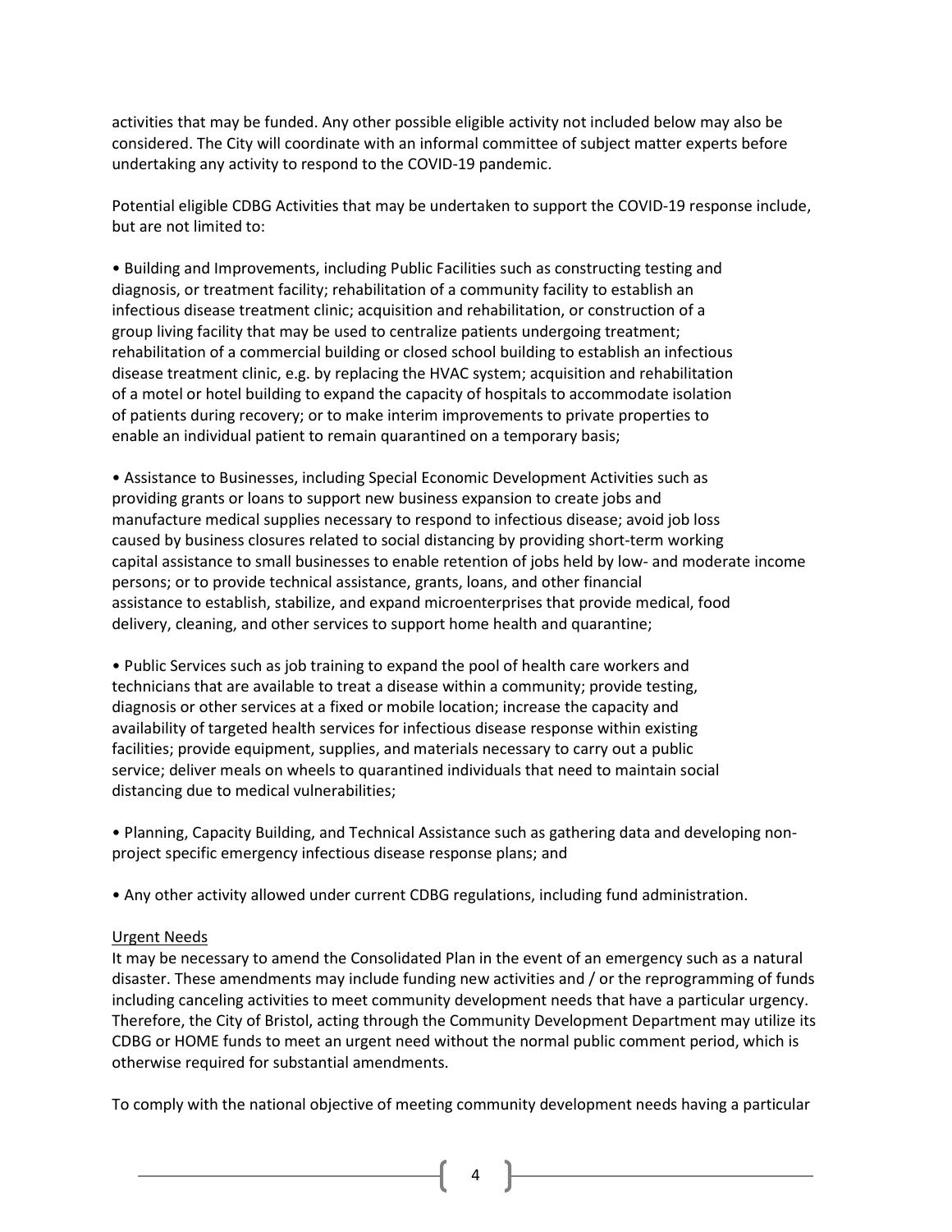activities that may be funded. Any other possible eligible activity not included below may also be considered. The City will coordinate with an informal committee of subject matter experts before undertaking any activity to respond to the COVID-19 pandemic.

Potential eligible CDBG Activities that may be undertaken to support the COVID-19 response include, but are not limited to:

- Building and Improvements, including Public Facilities such as constructing testing and diagnosis, or treatment facility; rehabilitation of a community facility to establish an infectious disease treatment clinic; acquisition and rehabilitation, or construction of a group living facility that may be used to centralize patients undergoing treatment; rehabilitation of a commercial building or closed school building to establish an infectious disease treatment clinic, e.g. by replacing the HVAC system; acquisition and rehabilitation of a motel or hotel building to expand the capacity of hospitals to accommodate isolation of patients during recovery; or to make interim improvements to private properties to enable an individual patient to remain quarantined on a temporary basis;

- Assistance to Businesses, including Special Economic Development Activities such as providing grants or loans to support new business expansion to create jobs and manufacture medical supplies necessary to respond to infectious disease; avoid job loss caused by business closures related to social distancing by providing short-term working capital assistance to small businesses to enable retention of jobs held by low- and moderate income persons; or to provide technical assistance, grants, loans, and other financial assistance to establish, stabilize, and expand microenterprises that provide medical, food delivery, cleaning, and other services to support home health and quarantine;

- Public Services such as job training to expand the pool of health care workers and technicians that are available to treat a disease within a community; provide testing, diagnosis or other services at a fixed or mobile location; increase the capacity and availability of targeted health services for infectious disease response within existing facilities; provide equipment, supplies, and materials necessary to carry out a public service; deliver meals on wheels to quarantined individuals that need to maintain social distancing due to medical vulnerabilities;

- Planning, Capacity Building, and Technical Assistance such as gathering data and developing non-project specific emergency infectious disease response plans; and

- Any other activity allowed under current CDBG regulations, including fund administration.

<u>Urgent Needs</u>

It may be necessary to amend the Consolidated Plan in the event of an emergency such as a natural disaster. These amendments may include funding new activities and / or the reprogramming of funds including canceling activities to meet community development needs that have a particular urgency. Therefore, the City of Bristol, acting through the Community Development Department may utilize its CDBG or HOME funds to meet an urgent need without the normal public comment period, which is otherwise required for substantial amendments.

To comply with the national objective of meeting community development needs having a particular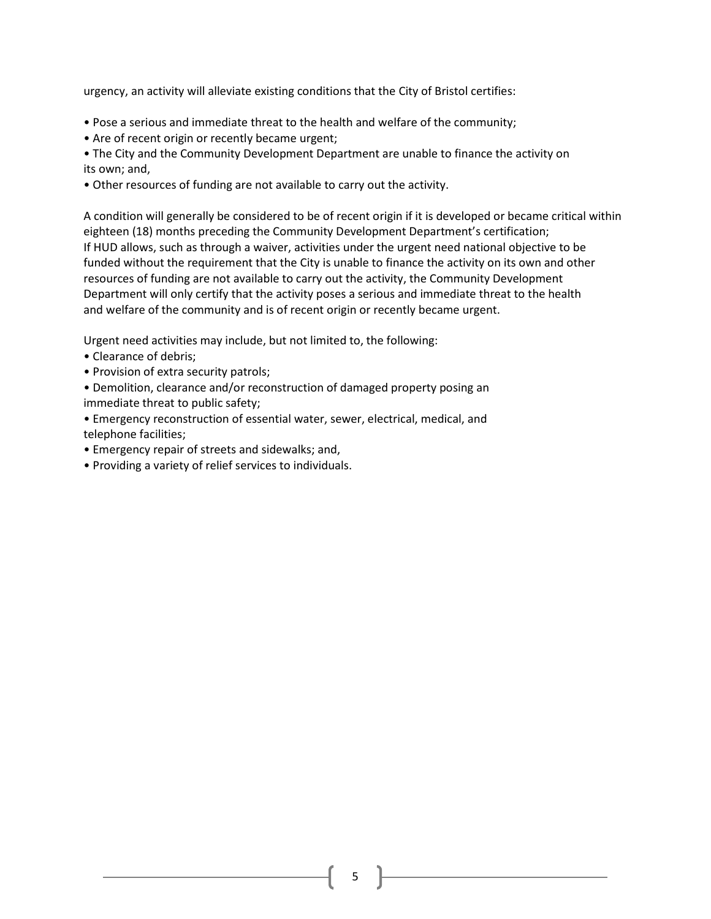urgency, an activity will alleviate existing conditions that the City of Bristol certifies:

- Pose a serious and immediate threat to the health and welfare of the community;
- Are of recent origin or recently became urgent;
- The City and the Community Development Department are unable to finance the activity on its own; and,
- Other resources of funding are not available to carry out the activity.

A condition will generally be considered to be of recent origin if it is developed or became critical within eighteen (18) months preceding the Community Development Department's certification;
If HUD allows, such as through a waiver, activities under the urgent need national objective to be funded without the requirement that the City is unable to finance the activity on its own and other resources of funding are not available to carry out the activity, the Community Development Department will only certify that the activity poses a serious and immediate threat to the health and welfare of the community and is of recent origin or recently became urgent.

Urgent need activities may include, but not limited to, the following:

- Clearance of debris;
- Provision of extra security patrols;
- Demolition, clearance and/or reconstruction of damaged property posing an immediate threat to public safety;
- Emergency reconstruction of essential water, sewer, electrical, medical, and telephone facilities;
- Emergency repair of streets and sidewalks; and,
- Providing a variety of relief services to individuals.